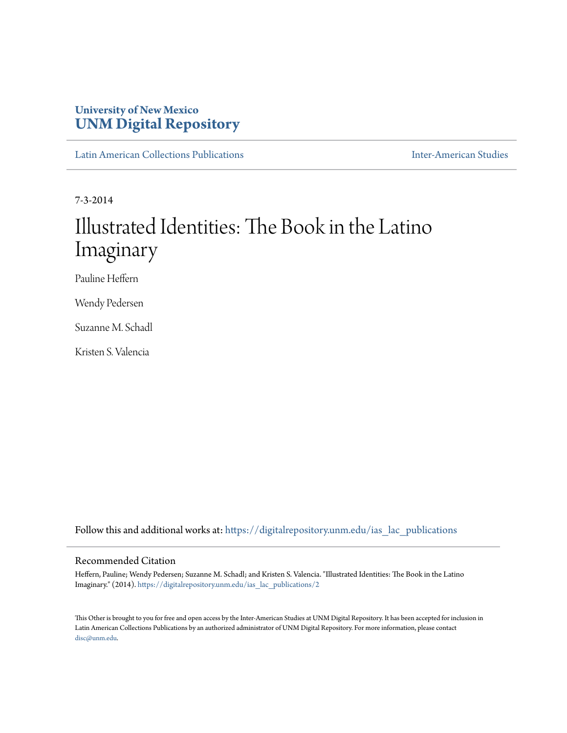University of New Mexico
**UNM Digital Repository**

Latin American Collections Publications — Inter-American Studies

7-3-2014

# Illustrated Identities: The Book in the Latino Imaginary

Pauline Heffern

Wendy Pedersen

Suzanne M. Schadl

Kristen S. Valencia

Follow this and additional works at: https://digitalrepository.unm.edu/ias_lac_publications

## Recommended Citation

Heffern, Pauline; Wendy Pedersen; Suzanne M. Schadl; and Kristen S. Valencia. "Illustrated Identities: The Book in the Latino Imaginary." (2014). https://digitalrepository.unm.edu/ias_lac_publications/2

This Other is brought to you for free and open access by the Inter-American Studies at UNM Digital Repository. It has been accepted for inclusion in Latin American Collections Publications by an authorized administrator of UNM Digital Repository. For more information, please contact disc@unm.edu.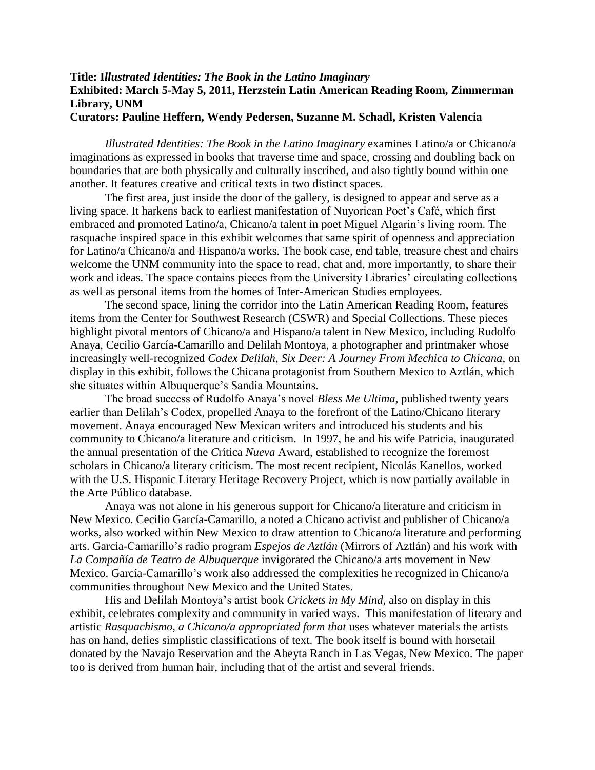**Title: I*llustrated Identities: The Book in the Latino Imaginary***
**Exhibited: March 5-May 5, 2011, Herzstein Latin American Reading Room, Zimmerman Library, UNM**
**Curators: Pauline Heffern, Wendy Pedersen, Suzanne M. Schadl, Kristen Valencia**

*Illustrated Identities: The Book in the Latino Imaginary* examines Latino/a or Chicano/a imaginations as expressed in books that traverse time and space, crossing and doubling back on boundaries that are both physically and culturally inscribed, and also tightly bound within one another. It features creative and critical texts in two distinct spaces.

The first area, just inside the door of the gallery, is designed to appear and serve as a living space. It harkens back to earliest manifestation of Nuyorican Poet's Café, which first embraced and promoted Latino/a, Chicano/a talent in poet Miguel Algarin's living room. The rasquache inspired space in this exhibit welcomes that same spirit of openness and appreciation for Latino/a Chicano/a and Hispano/a works. The book case, end table, treasure chest and chairs welcome the UNM community into the space to read, chat and, more importantly, to share their work and ideas. The space contains pieces from the University Libraries' circulating collections as well as personal items from the homes of Inter-American Studies employees.

The second space, lining the corridor into the Latin American Reading Room, features items from the Center for Southwest Research (CSWR) and Special Collections. These pieces highlight pivotal mentors of Chicano/a and Hispano/a talent in New Mexico, including Rudolfo Anaya, Cecilio García-Camarillo and Delilah Montoya, a photographer and printmaker whose increasingly well-recognized *Codex Delilah, Six Deer: A Journey From Mechica to Chicana*, on display in this exhibit, follows the Chicana protagonist from Southern Mexico to Aztlán, which she situates within Albuquerque's Sandia Mountains.

The broad success of Rudolfo Anaya's novel *Bless Me Ultima*, published twenty years earlier than Delilah's Codex, propelled Anaya to the forefront of the Latino/Chicano literary movement. Anaya encouraged New Mexican writers and introduced his students and his community to Chicano/a literature and criticism. In 1997, he and his wife Patricia, inaugurated the annual presentation of the *C*rítica *Nueva* Award, established to recognize the foremost scholars in Chicano/a literary criticism. The most recent recipient, Nicolás Kanellos, worked with the U.S. Hispanic Literary Heritage Recovery Project, which is now partially available in the Arte Público database.

Anaya was not alone in his generous support for Chicano/a literature and criticism in New Mexico. Cecilio García-Camarillo, a noted a Chicano activist and publisher of Chicano/a works, also worked within New Mexico to draw attention to Chicano/a literature and performing arts. Garcia-Camarillo's radio program *Espejos de Aztlán* (Mirrors of Aztlán) and his work with *La Compañía de Teatro de Albuquerque* invigorated the Chicano/a arts movement in New Mexico. García-Camarillo's work also addressed the complexities he recognized in Chicano/a communities throughout New Mexico and the United States.

His and Delilah Montoya's artist book *Crickets in My Mind*, also on display in this exhibit, celebrates complexity and community in varied ways. This manifestation of literary and artistic *Rasquachismo, a Chicano/a appropriated form that* uses whatever materials the artists has on hand, defies simplistic classifications of text. The book itself is bound with horsetail donated by the Navajo Reservation and the Abeyta Ranch in Las Vegas, New Mexico. The paper too is derived from human hair, including that of the artist and several friends.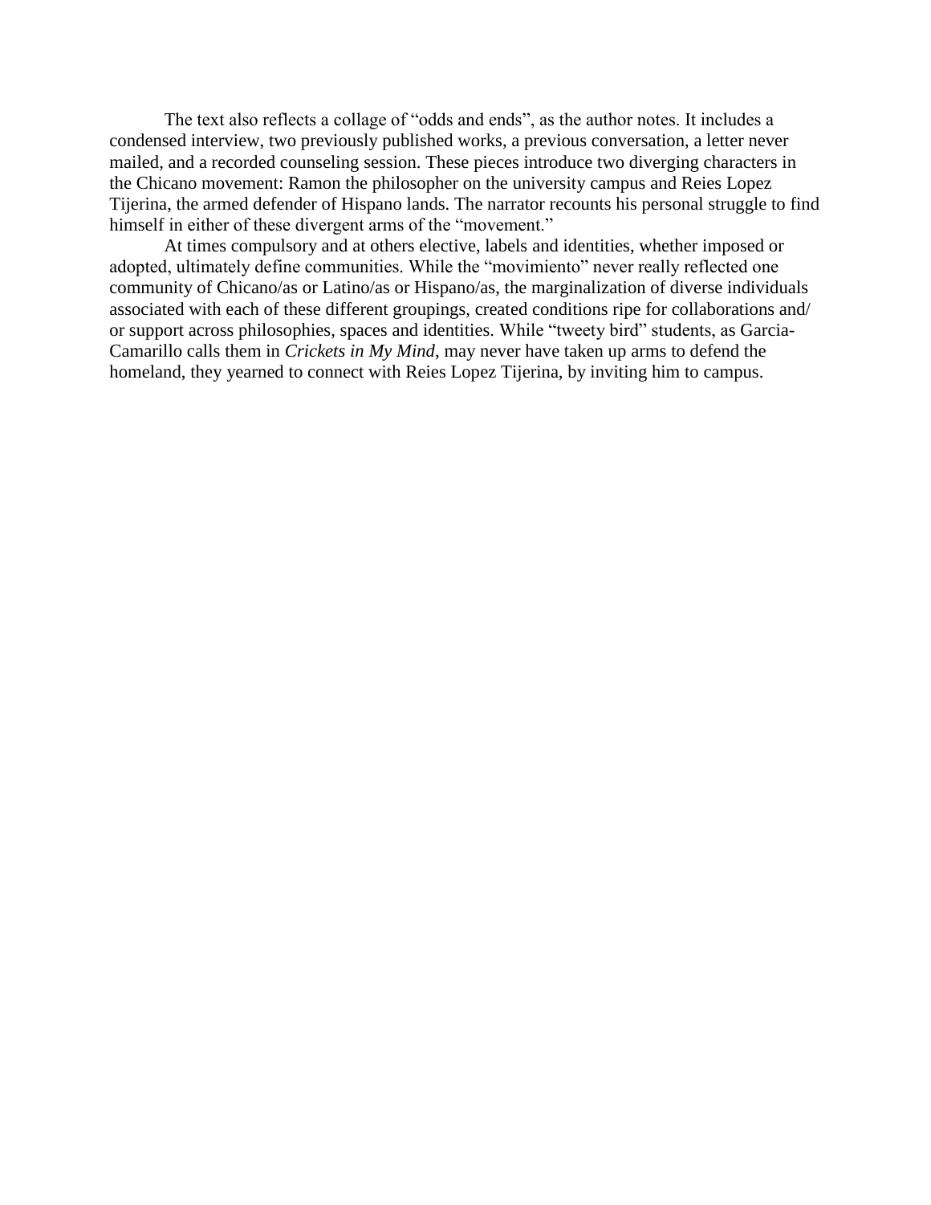The text also reflects a collage of "odds and ends", as the author notes. It includes a condensed interview, two previously published works, a previous conversation, a letter never mailed, and a recorded counseling session. These pieces introduce two diverging characters in the Chicano movement: Ramon the philosopher on the university campus and Reies Lopez Tijerina, the armed defender of Hispano lands. The narrator recounts his personal struggle to find himself in either of these divergent arms of the "movement."

At times compulsory and at others elective, labels and identities, whether imposed or adopted, ultimately define communities. While the "movimiento" never really reflected one community of Chicano/as or Latino/as or Hispano/as, the marginalization of diverse individuals associated with each of these different groupings, created conditions ripe for collaborations and/ or support across philosophies, spaces and identities. While "tweety bird" students, as Garcia-Camarillo calls them in *Crickets in My Mind*, may never have taken up arms to defend the homeland, they yearned to connect with Reies Lopez Tijerina, by inviting him to campus.